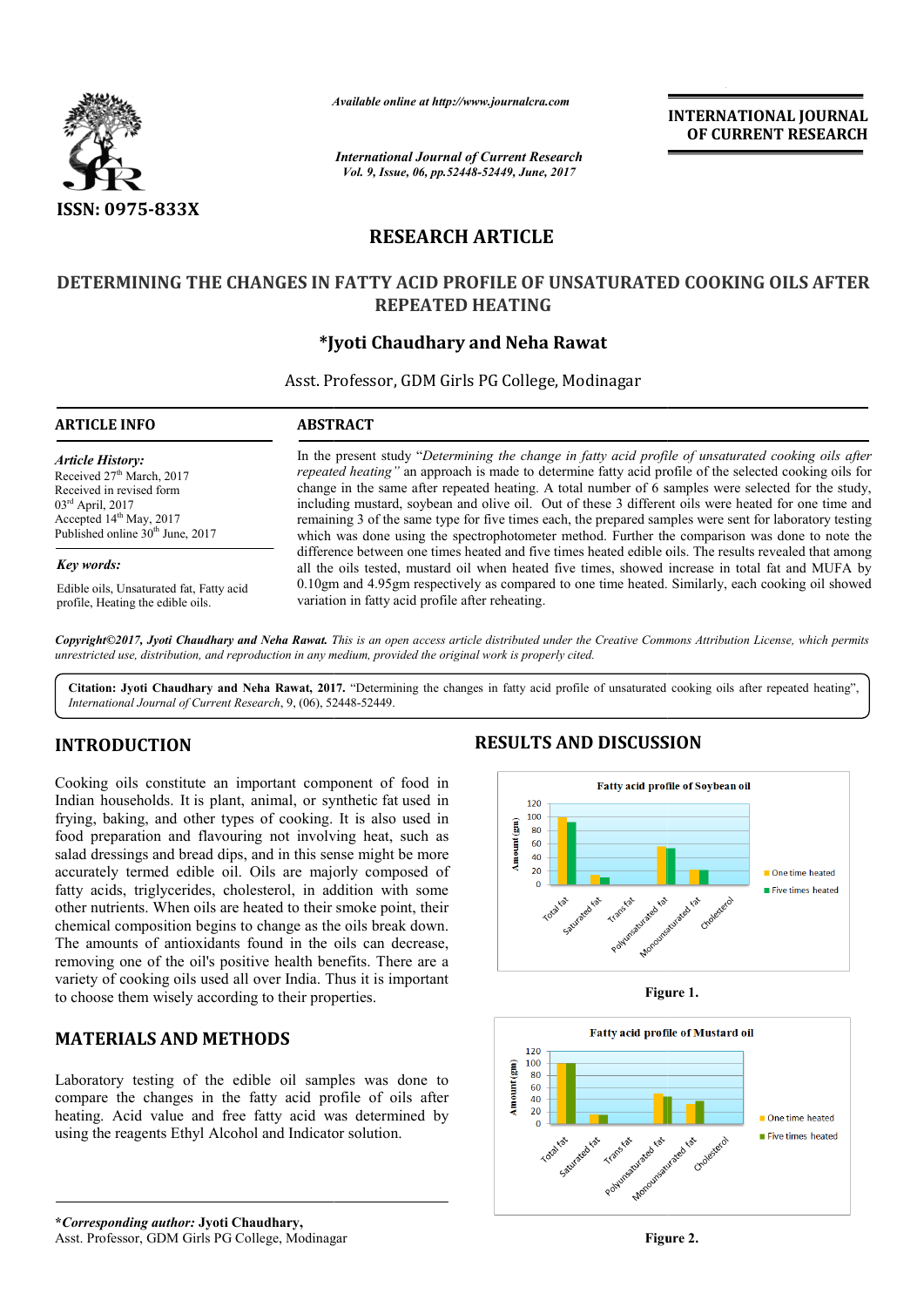Available online at http://www.journalcra.com

ISSN: 0975-833X

INTERNATIONAL JOURNAL OF CURRENT RESEARCH

## RESEARCH ARTICLE

# DETERMINING THE CHANGES IN FATTY ACID PROFILE OF UNSATURATED COOKING OILS AFTER REPEATED HEATING

**\*Jyoti Chaudhary and Neha Rawat**

Asst. Professor, GDM Girls PG College, Modinagar

### ARTICLE INFO

*Article History:*
Received 27th March, 2017
Received in revised form 03rd April, 2017
Accepted 14th May, 2017
Published online 30th June, 2017

*Key words:*

Edible oils, Unsaturated fat, Fatty acid profile, Heating the edible oils.

### ABSTRACT

In the present study "*Determining the change in fatty acid profile of unsaturated cooking oils after repeated heating"* an approach is made to determine fatty acid profile of the selected cooking oils for change in the same after repeated heating. A total number of 6 samples were selected for the study, including mustard, soybean and olive oil. Out of these 3 different oils were heated for one time and remaining 3 of the same type for five times each, the prepared samples were sent for laboratory testing which was done using the spectrophotometer method. Further the comparison was done to note the difference between one times heated and five times heated edible oils. The results revealed that among all the oils tested, mustard oil when heated five times, showed increase in total fat and MUFA by 0.10gm and 4.95gm respectively as compared to one time heated. Similarly, each cooking oil showed variation in fatty acid profile after reheating.

***Copyright©2017, Jyoti Chaudhary and Neha Rawat.*** *This is an open access article distributed under the Creative Commons Attribution License, which permits unrestricted use, distribution, and reproduction in any medium, provided the original work is properly cited.*

**Citation: Jyoti Chaudhary and Neha Rawat, 2017.** "Determining the changes in fatty acid profile of unsaturated cooking oils after repeated heating", *International Journal of Current Research*, 9, (06), 52448-52449.

## INTRODUCTION

Cooking oils constitute an important component of food in Indian households. It is plant, animal, or synthetic fat used in frying, baking, and other types of cooking. It is also used in food preparation and flavouring not involving heat, such as salad dressings and bread dips, and in this sense might be more accurately termed edible oil. Oils are majorly composed of fatty acids, triglycerides, cholesterol, in addition with some other nutrients. When oils are heated to their smoke point, their chemical composition begins to change as the oils break down. The amounts of antioxidants found in the oils can decrease, removing one of the oil's positive health benefits. There are a variety of cooking oils used all over India. Thus it is important to choose them wisely according to their properties.

## MATERIALS AND METHODS

Laboratory testing of the edible oil samples was done to compare the changes in the fatty acid profile of oils after heating. Acid value and free fatty acid was determined by using the reagents Ethyl Alcohol and Indicator solution.

## RESULTS AND DISCUSSION

Figure 1.

Figure 2.

**\****Corresponding author:* **Jyoti Chaudhary,**
Asst. Professor, GDM Girls PG College, Modinagar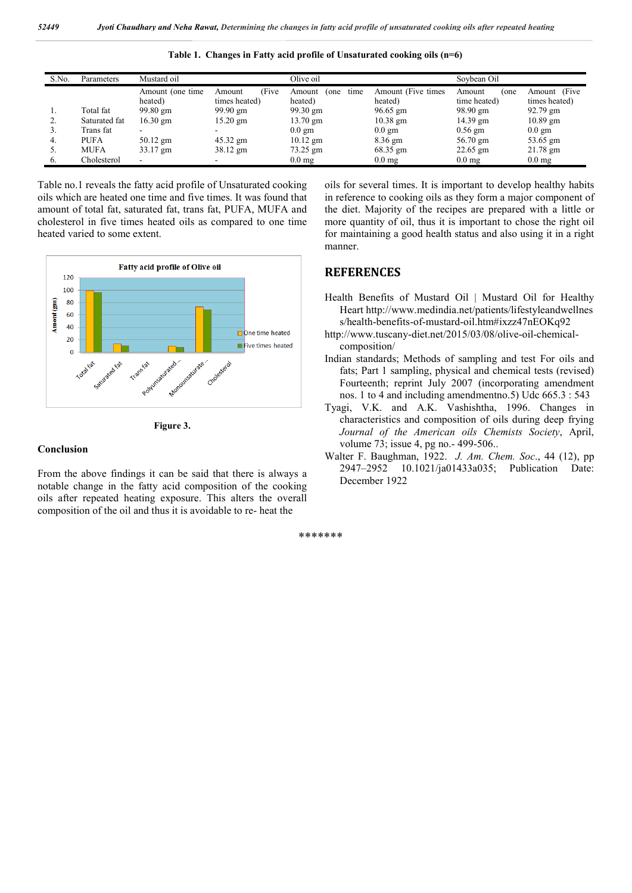**Table 1. Changes in Fatty acid profile of Unsaturated cooking oils (n=6)**

| S.No. | Parameters | Mustard oil | | Olive oil | | Soybean Oil | |
|---|---|---|---|---|---|---|---|
| | | Amount (one time heated) | Amount (Five times heated) | Amount (one time heated) | Amount (Five times heated) | Amount (one time heated) | Amount (Five times heated) |
| 1. | Total fat | 99.80 gm | 99.90 gm | 99.30 gm | 96.65 gm | 98.90 gm | 92.79 gm |
| 2. | Saturated fat | 16.30 gm | 15.20 gm | 13.70 gm | 10.38 gm | 14.39 gm | 10.89 gm |
| 3. | Trans fat | - | - | 0.0 gm | 0.0 gm | 0.56 gm | 0.0 gm |
| 4. | PUFA | 50.12 gm | 45.32 gm | 10.12 gm | 8.36 gm | 56.70 gm | 53.65 gm |
| 5. | MUFA | 33.17 gm | 38.12 gm | 73.25 gm | 68.35 gm | 22.65 gm | 21.78 gm |
| 6. | Cholesterol | - | - | 0.0 mg | 0.0 mg | 0.0 mg | 0.0 mg |

Table no.1 reveals the fatty acid profile of Unsaturated cooking oils which are heated one time and five times. It was found that amount of total fat, saturated fat, trans fat, PUFA, MUFA and cholesterol in five times heated oils as compared to one time heated varied to some extent.

Fatty acid profile of Olive oil

120
100
80
60
40
20
0

Amount (gm)

Total fat
Saturated fat
Trans fat
Polyunsaturated...
Monounsaturate...
Cholesterol

One time heated
Five times heated

**Figure 3.**

### Conclusion

From the above findings it can be said that there is always a notable change in the fatty acid composition of the cooking oils after repeated heating exposure. This alters the overall composition of the oil and thus it is avoidable to re- heat the oils for several times. It is important to develop healthy habits in reference to cooking oils as they form a major component of the diet. Majority of the recipes are prepared with a little or more quantity of oil, thus it is important to chose the right oil for maintaining a good health status and also using it in a right manner.

## REFERENCES

Health Benefits of Mustard Oil | Mustard Oil for Healthy Heart http://www.medindia.net/patients/lifestyleandwellness/health-benefits-of-mustard-oil.htm#ixzz47nEOKq92

http://www.tuscany-diet.net/2015/03/08/olive-oil-chemical-composition/

Indian standards; Methods of sampling and test For oils and fats; Part 1 sampling, physical and chemical tests (revised) Fourteenth; reprint July 2007 (incorporating amendment nos. 1 to 4 and including amendmentno.5) Udc 665.3 : 543

Tyagi, V.K. and A.K. Vashishtha, 1996. Changes in characteristics and composition of oils during deep frying *Journal of the American oils Chemists Society*, April, volume 73; issue 4, pg no.- 499-506..

Walter F. Baughman, 1922. *J. Am. Chem. Soc.*, 44 (12), pp 2947–2952 10.1021/ja01433a035; Publication Date: December 1922

*******